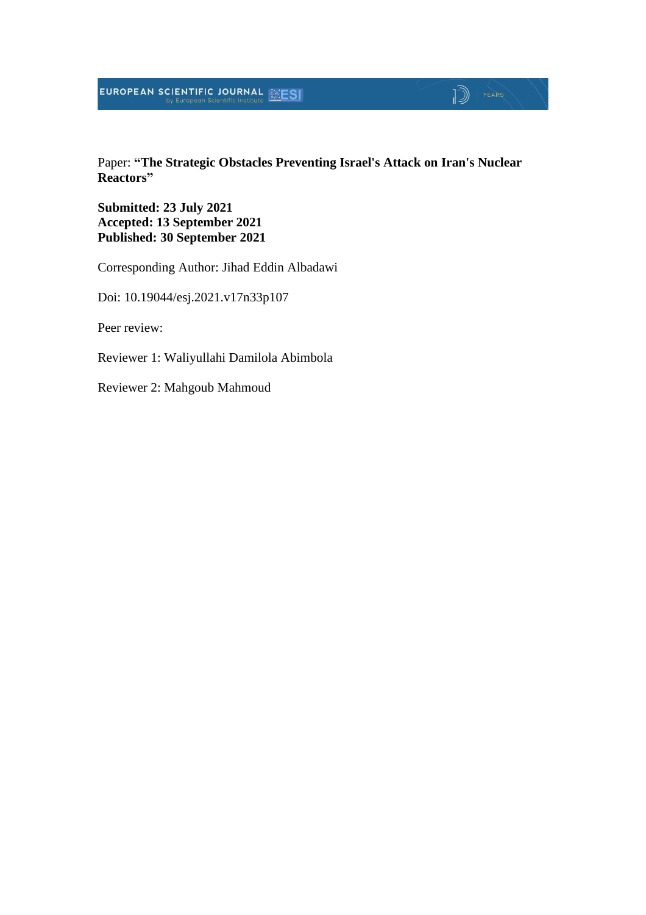Paper: **"The Strategic Obstacles Preventing Israel's Attack on Iran's Nuclear Reactors"**

**Submitted: 23 July 2021**
**Accepted: 13 September 2021**
**Published: 30 September 2021**

Corresponding Author: Jihad Eddin Albadawi

Doi: 10.19044/esj.2021.v17n33p107

Peer review:

Reviewer 1: Waliyullahi Damilola Abimbola

Reviewer 2: Mahgoub Mahmoud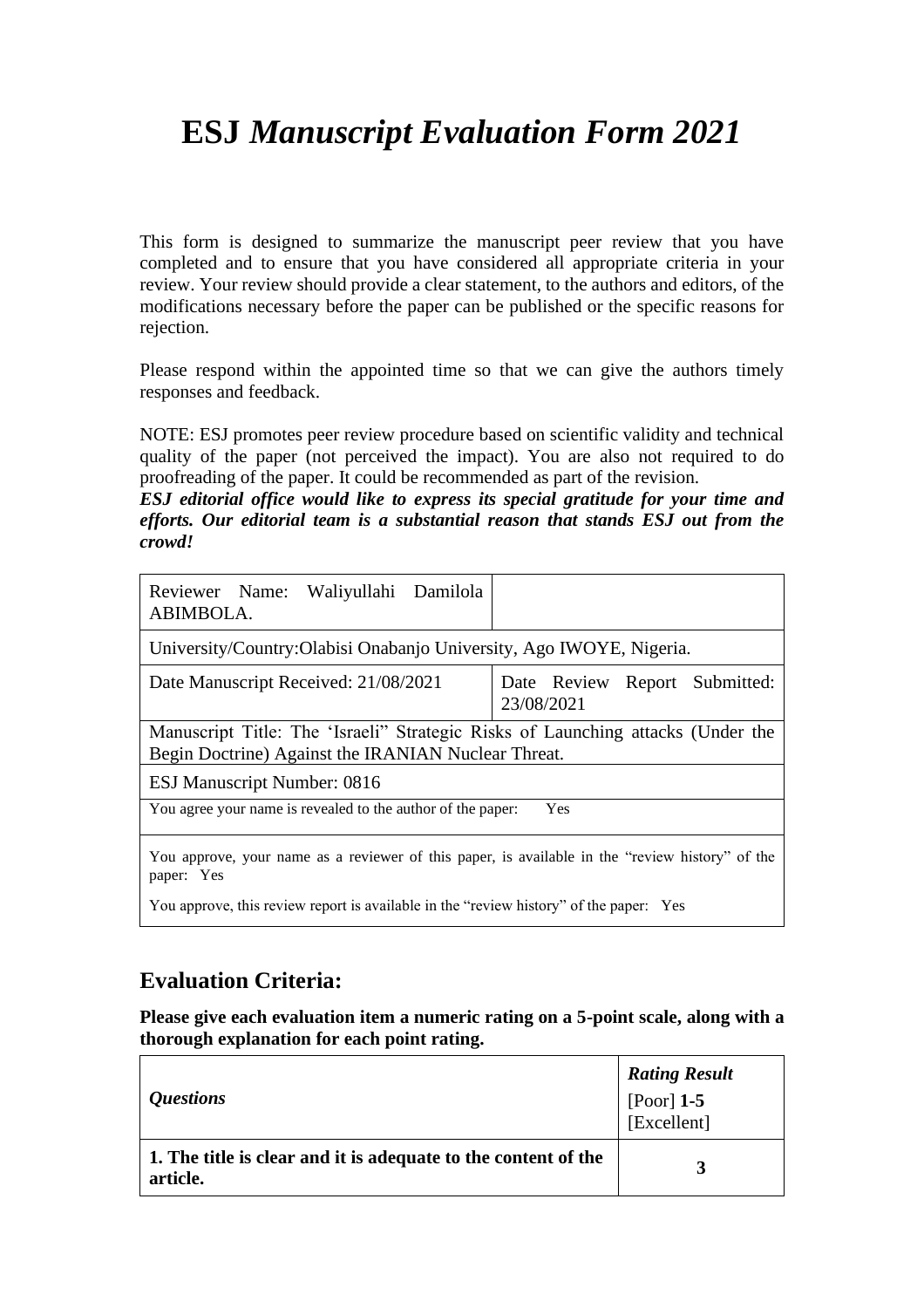# ESJ *Manuscript Evaluation Form 2021*

This form is designed to summarize the manuscript peer review that you have completed and to ensure that you have considered all appropriate criteria in your review. Your review should provide a clear statement, to the authors and editors, of the modifications necessary before the paper can be published or the specific reasons for rejection.

Please respond within the appointed time so that we can give the authors timely responses and feedback.

NOTE: ESJ promotes peer review procedure based on scientific validity and technical quality of the paper (not perceived the impact). You are also not required to do proofreading of the paper. It could be recommended as part of the revision.

***ESJ editorial office would like to express its special gratitude for your time and efforts. Our editorial team is a substantial reason that stands ESJ out from the crowd!***

| Reviewer Name: Waliyullahi Damilola ABIMBOLA. | |
|---|---|
| University/Country:Olabisi Onabanjo University, Ago IWOYE, Nigeria. | |
| Date Manuscript Received: 21/08/2021 | Date Review Report Submitted: 23/08/2021 |
| Manuscript Title: The 'Israeli" Strategic Risks of Launching attacks (Under the Begin Doctrine) Against the IRANIAN Nuclear Threat. | |
| ESJ Manuscript Number: 0816 | |
| You agree your name is revealed to the author of the paper: Yes | |
| You approve, your name as a reviewer of this paper, is available in the "review history" of the paper: Yes<br>You approve, this review report is available in the "review history" of the paper: Yes | |

## Evaluation Criteria:

**Please give each evaluation item a numeric rating on a 5-point scale, along with a thorough explanation for each point rating.**

| *Questions* | ***Rating Result*** [Poor] **1-5** [Excellent] |
|---|---|
| **1. The title is clear and it is adequate to the content of the article.** | **3** |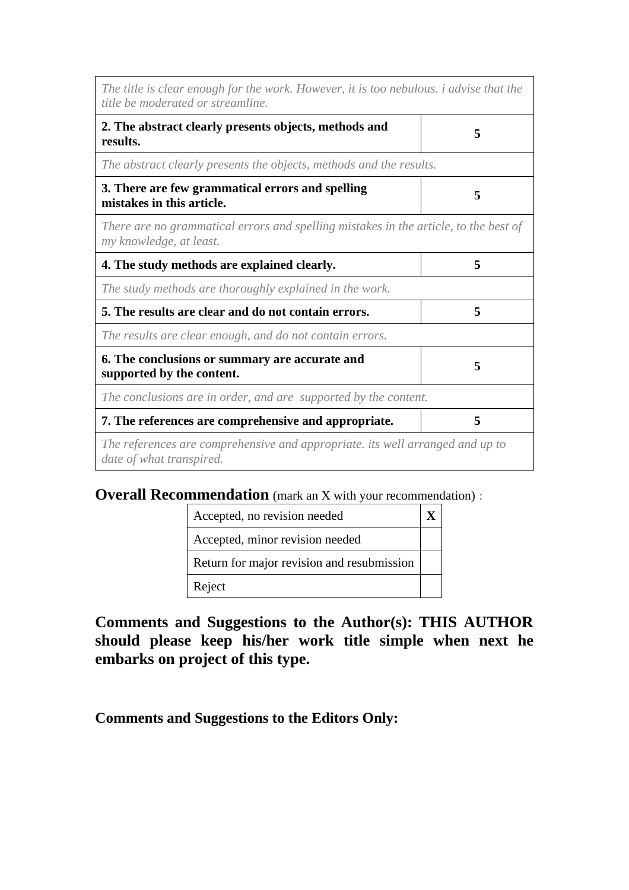| | |
|---|---|
| *The title is clear enough for the work. However, it is too nebulous. i advise that the title be moderated or streamline.* | |
| **2. The abstract clearly presents objects, methods and results.** | **5** |
| *The abstract clearly presents the objects, methods and the results.* | |
| **3. There are few grammatical errors and spelling mistakes in this article.** | **5** |
| *There are no grammatical errors and spelling mistakes in the article, to the best of my knowledge, at least.* | |
| **4. The study methods are explained clearly.** | **5** |
| *The study methods are thoroughly explained in the work.* | |
| **5. The results are clear and do not contain errors.** | **5** |
| *The results are clear enough, and do not contain errors.* | |
| **6. The conclusions or summary are accurate and supported by the content.** | **5** |
| *The conclusions are in order, and are supported by the content.* | |
| **7. The references are comprehensive and appropriate.** | **5** |
| *The references are comprehensive and appropriate. its well arranged and up to date of what transpired.* | |

**Overall Recommendation** (mark an X with your recommendation) :

| | |
|---|---|
| Accepted, no revision needed | **X** |
| Accepted, minor revision needed | |
| Return for major revision and resubmission | |
| Reject | |

**Comments and Suggestions to the Author(s): THIS AUTHOR should please keep his/her work title simple when next he embarks on project of this type.**

**Comments and Suggestions to the Editors Only:**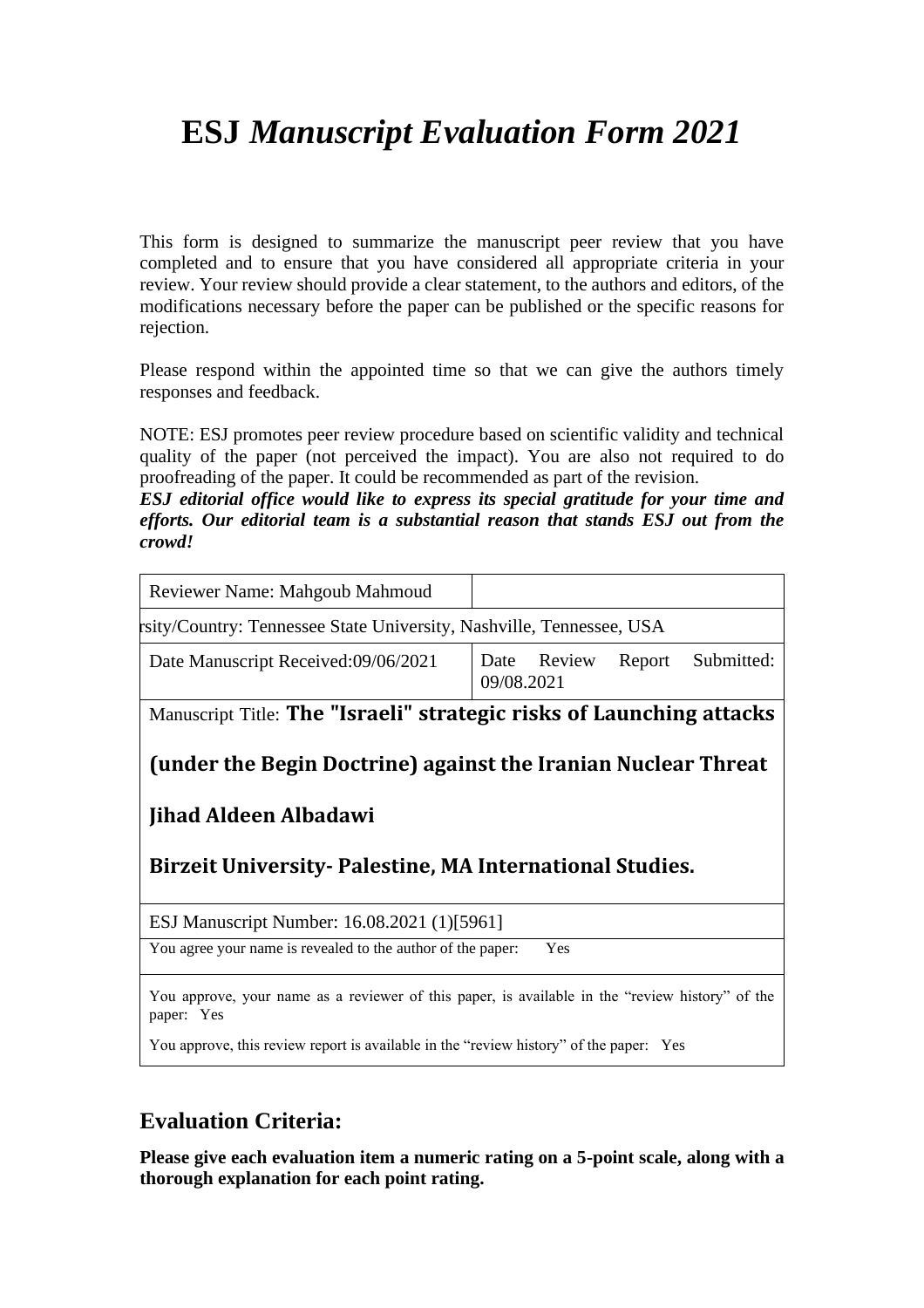# ESJ *Manuscript Evaluation Form 2021*

This form is designed to summarize the manuscript peer review that you have completed and to ensure that you have considered all appropriate criteria in your review. Your review should provide a clear statement, to the authors and editors, of the modifications necessary before the paper can be published or the specific reasons for rejection.

Please respond within the appointed time so that we can give the authors timely responses and feedback.

NOTE: ESJ promotes peer review procedure based on scientific validity and technical quality of the paper (not perceived the impact). You are also not required to do proofreading of the paper. It could be recommended as part of the revision.

***ESJ editorial office would like to express its special gratitude for your time and efforts. Our editorial team is a substantial reason that stands ESJ out from the crowd!***

| Reviewer Name: Mahgoub Mahmoud | |
|---|---|
| rsity/Country: Tennessee State University, Nashville, Tennessee, USA | |
| Date Manuscript Received:09/06/2021 | Date Review Report Submitted: 09/08.2021 |
| Manuscript Title: **The "Israeli" strategic risks of Launching attacks (under the Begin Doctrine) against the Iranian Nuclear Threat** **Jihad Aldeen Albadawi** **Birzeit University- Palestine, MA International Studies.** | |
| ESJ Manuscript Number: 16.08.2021 (1)[5961] | |
| You agree your name is revealed to the author of the paper: Yes | |
| You approve, your name as a reviewer of this paper, is available in the "review history" of the paper: Yes<br>You approve, this review report is available in the "review history" of the paper: Yes | |

## Evaluation Criteria:

**Please give each evaluation item a numeric rating on a 5-point scale, along with a thorough explanation for each point rating.**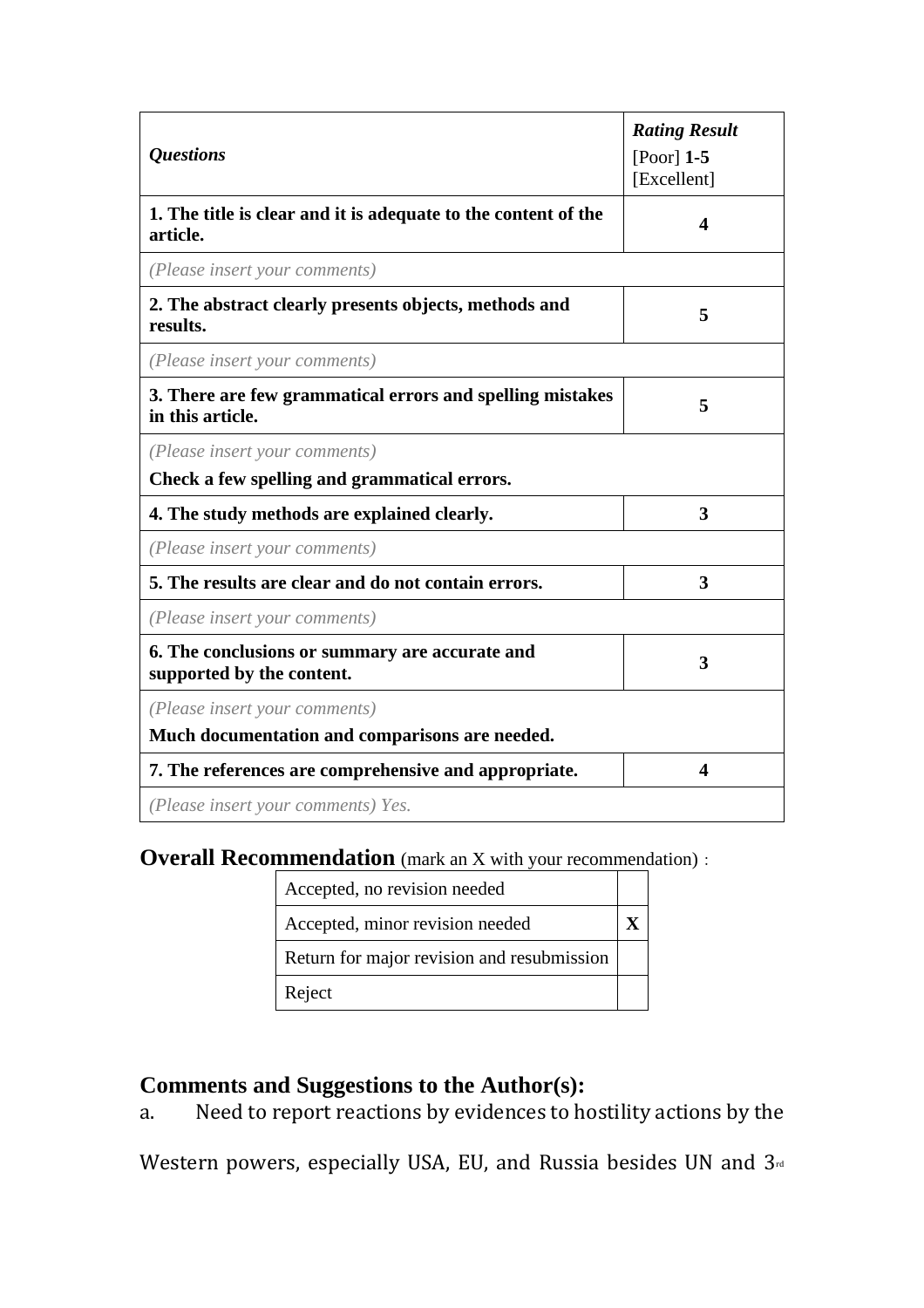| *Questions* | ***Rating Result*** [Poor] **1-5** [Excellent] |
|---|---|
| **1. The title is clear and it is adequate to the content of the article.** | **4** |
| *(Please insert your comments)* | |
| **2. The abstract clearly presents objects, methods and results.** | **5** |
| *(Please insert your comments)* | |
| **3. There are few grammatical errors and spelling mistakes in this article.** | **5** |
| *(Please insert your comments)* **Check a few spelling and grammatical errors.** | |
| **4. The study methods are explained clearly.** | **3** |
| *(Please insert your comments)* | |
| **5. The results are clear and do not contain errors.** | **3** |
| *(Please insert your comments)* | |
| **6. The conclusions or summary are accurate and supported by the content.** | **3** |
| *(Please insert your comments)* **Much documentation and comparisons are needed.** | |
| **7. The references are comprehensive and appropriate.** | **4** |
| *(Please insert your comments) Yes.* | |

**Overall Recommendation** (mark an X with your recommendation) :

| Recommendation | |
|---|---|
| Accepted, no revision needed | |
| Accepted, minor revision needed | **X** |
| Return for major revision and resubmission | |
| Reject | |

## Comments and Suggestions to the Author(s):

a. Need to report reactions by evidences to hostility actions by the Western powers, especially USA, EU, and Russia besides UN and 3rd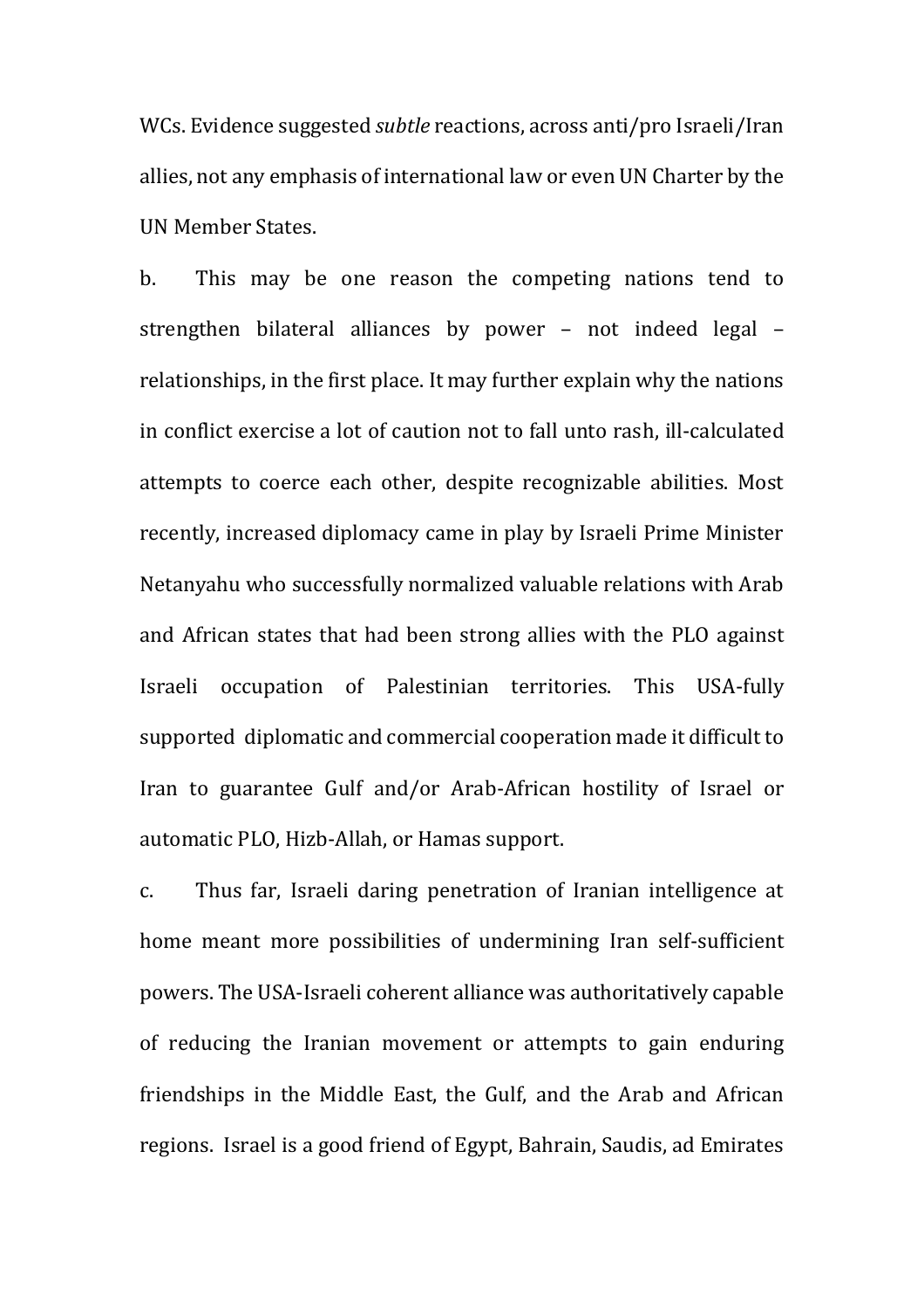WCs. Evidence suggested *subtle* reactions, across anti/pro Israeli/Iran allies, not any emphasis of international law or even UN Charter by the UN Member States.

b. This may be one reason the competing nations tend to strengthen bilateral alliances by power – not indeed legal – relationships, in the first place. It may further explain why the nations in conflict exercise a lot of caution not to fall unto rash, ill-calculated attempts to coerce each other, despite recognizable abilities. Most recently, increased diplomacy came in play by Israeli Prime Minister Netanyahu who successfully normalized valuable relations with Arab and African states that had been strong allies with the PLO against Israeli occupation of Palestinian territories. This USA-fully supported diplomatic and commercial cooperation made it difficult to Iran to guarantee Gulf and/or Arab-African hostility of Israel or automatic PLO, Hizb-Allah, or Hamas support.

c. Thus far, Israeli daring penetration of Iranian intelligence at home meant more possibilities of undermining Iran self-sufficient powers. The USA-Israeli coherent alliance was authoritatively capable of reducing the Iranian movement or attempts to gain enduring friendships in the Middle East, the Gulf, and the Arab and African regions. Israel is a good friend of Egypt, Bahrain, Saudis, ad Emirates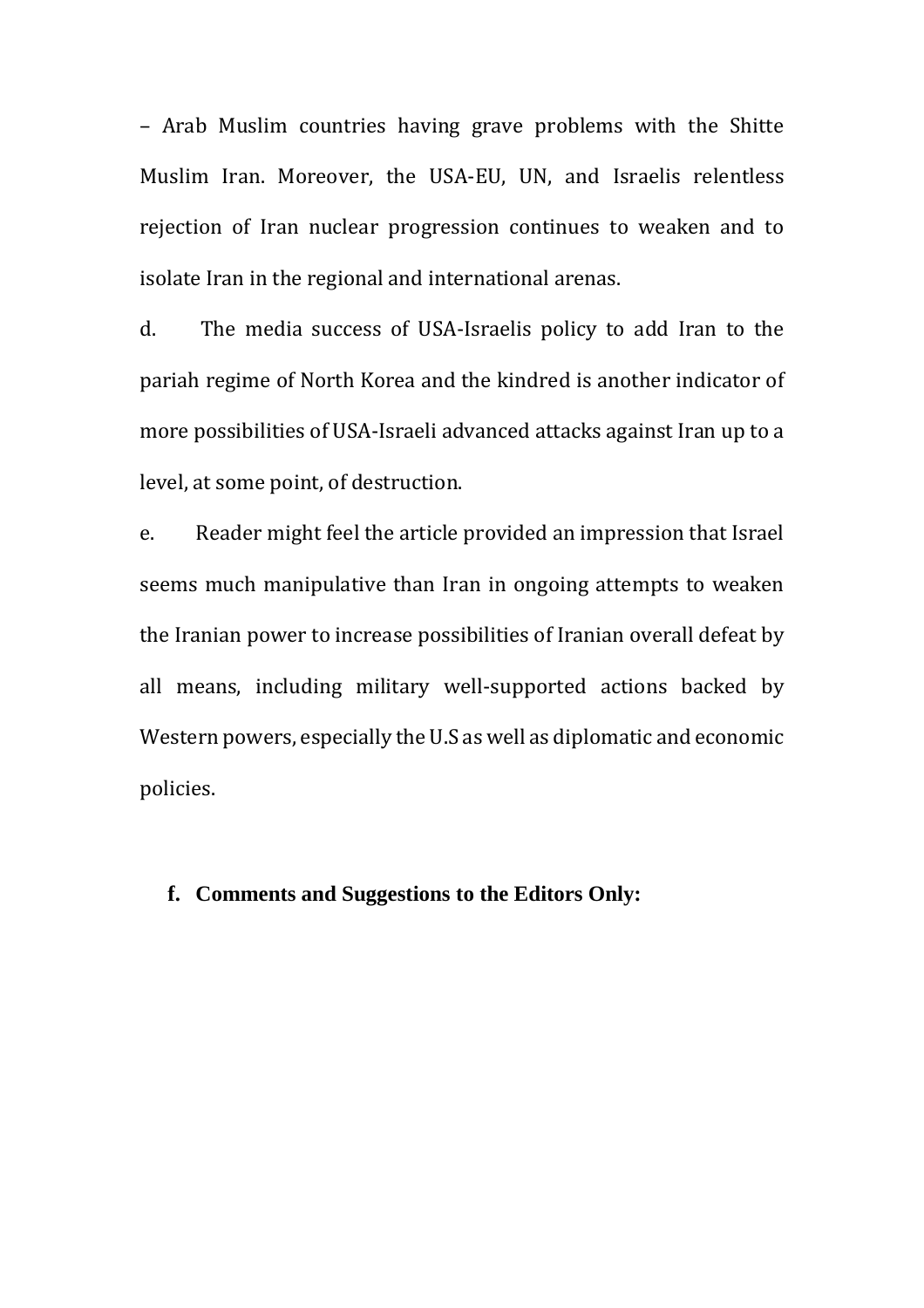– Arab Muslim countries having grave problems with the Shitte Muslim Iran. Moreover, the USA-EU, UN, and Israelis relentless rejection of Iran nuclear progression continues to weaken and to isolate Iran in the regional and international arenas.

d. The media success of USA-Israelis policy to add Iran to the pariah regime of North Korea and the kindred is another indicator of more possibilities of USA-Israeli advanced attacks against Iran up to a level, at some point, of destruction.

e. Reader might feel the article provided an impression that Israel seems much manipulative than Iran in ongoing attempts to weaken the Iranian power to increase possibilities of Iranian overall defeat by all means, including military well-supported actions backed by Western powers, especially the U.S as well as diplomatic and economic policies.

**f. Comments and Suggestions to the Editors Only:**